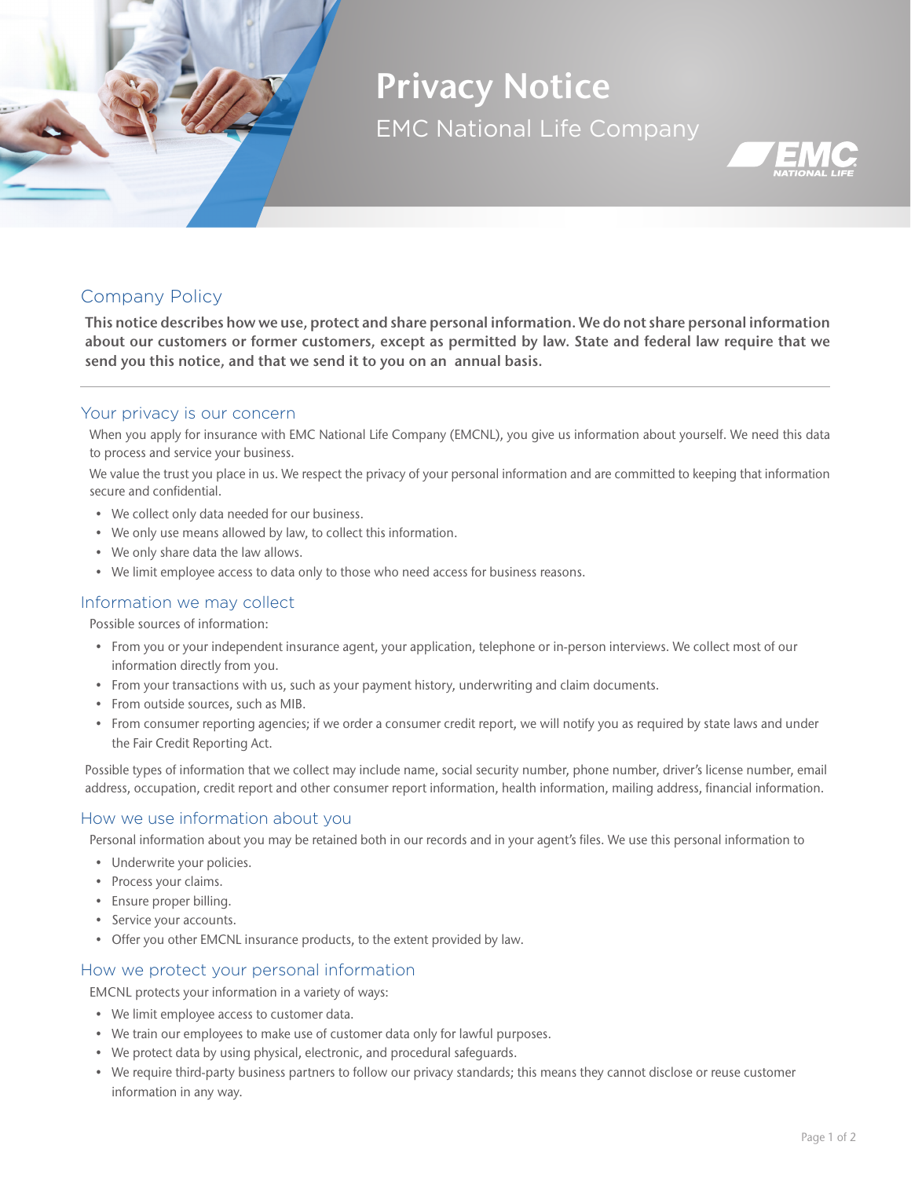# Privacy Notice

EMC National Life Company

## Company Policy

**This notice describes how we use, protect and share personal information. We do not share personal information about our customers or former customers, except as permitted by law. State and federal law require that we send you this notice, and that we send it to you on an annual basis.**

---

## Your privacy is our concern

When you apply for insurance with EMC National Life Company (EMCNL), you give us information about yourself. We need this data to process and service your business.

We value the trust you place in us. We respect the privacy of your personal information and are committed to keeping that information secure and confidential.

- We collect only data needed for our business.
- We only use means allowed by law, to collect this information.
- We only share data the law allows.
- We limit employee access to data only to those who need access for business reasons.

## Information we may collect

Possible sources of information:

- From you or your independent insurance agent, your application, telephone or in-person interviews. We collect most of our information directly from you.
- From your transactions with us, such as your payment history, underwriting and claim documents.
- From outside sources, such as MIB.
- From consumer reporting agencies; if we order a consumer credit report, we will notify you as required by state laws and under the Fair Credit Reporting Act.

Possible types of information that we collect may include name, social security number, phone number, driver's license number, email address, occupation, credit report and other consumer report information, health information, mailing address, financial information.

## How we use information about you

Personal information about you may be retained both in our records and in your agent's files. We use this personal information to

- Underwrite your policies.
- Process your claims.
- Ensure proper billing.
- Service your accounts.
- Offer you other EMCNL insurance products, to the extent provided by law.

## How we protect your personal information

EMCNL protects your information in a variety of ways:

- We limit employee access to customer data.
- We train our employees to make use of customer data only for lawful purposes.
- We protect data by using physical, electronic, and procedural safeguards.
- We require third-party business partners to follow our privacy standards; this means they cannot disclose or reuse customer information in any way.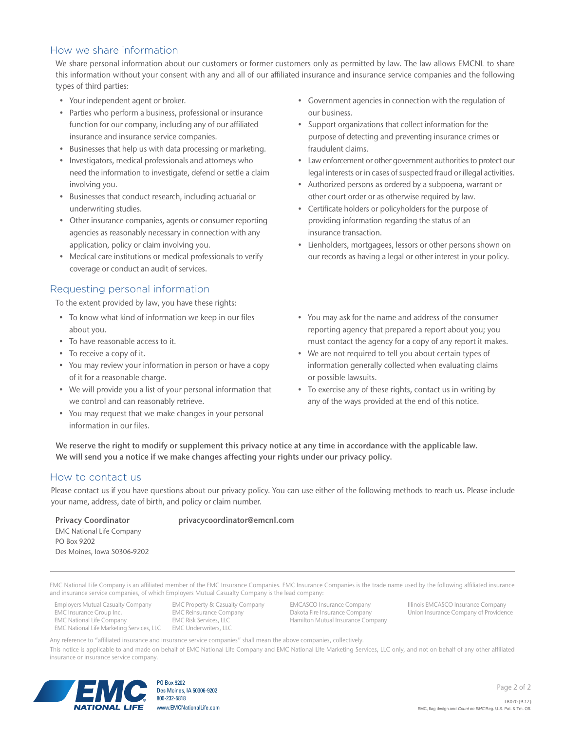## How we share information

We share personal information about our customers or former customers only as permitted by law. The law allows EMCNL to share this information without your consent with any and all of our affiliated insurance and insurance service companies and the following types of third parties:

- Your independent agent or broker.
- Parties who perform a business, professional or insurance function for our company, including any of our affiliated insurance and insurance service companies.
- Businesses that help us with data processing or marketing.
- Investigators, medical professionals and attorneys who need the information to investigate, defend or settle a claim involving you.
- Businesses that conduct research, including actuarial or underwriting studies.
- Other insurance companies, agents or consumer reporting agencies as reasonably necessary in connection with any application, policy or claim involving you.
- Medical care institutions or medical professionals to verify coverage or conduct an audit of services.
- Government agencies in connection with the regulation of our business.
- Support organizations that collect information for the purpose of detecting and preventing insurance crimes or fraudulent claims.
- Law enforcement or other government authorities to protect our legal interests or in cases of suspected fraud or illegal activities.
- Authorized persons as ordered by a subpoena, warrant or other court order or as otherwise required by law.
- Certificate holders or policyholders for the purpose of providing information regarding the status of an insurance transaction.
- Lienholders, mortgagees, lessors or other persons shown on our records as having a legal or other interest in your policy.

## Requesting personal information

To the extent provided by law, you have these rights:

- To know what kind of information we keep in our files about you.
- To have reasonable access to it.
- To receive a copy of it.
- You may review your information in person or have a copy of it for a reasonable charge.
- We will provide you a list of your personal information that we control and can reasonably retrieve.
- You may request that we make changes in your personal information in our files.
- You may ask for the name and address of the consumer reporting agency that prepared a report about you; you must contact the agency for a copy of any report it makes.
- We are not required to tell you about certain types of information generally collected when evaluating claims or possible lawsuits.
- To exercise any of these rights, contact us in writing by any of the ways provided at the end of this notice.

**We reserve the right to modify or supplement this privacy notice at any time in accordance with the applicable law. We will send you a notice if we make changes affecting your rights under our privacy policy.**

## How to contact us

Please contact us if you have questions about our privacy policy. You can use either of the following methods to reach us. Please include your name, address, date of birth, and policy or claim number.

**Privacy Coordinator**
EMC National Life Company
PO Box 9202
Des Moines, Iowa 50306-9202

**privacycoordinator@emcnl.com**

---

EMC National Life Company is an affiliated member of the EMC Insurance Companies. EMC Insurance Companies is the trade name used by the following affiliated insurance and insurance service companies, of which Employers Mutual Casualty Company is the lead company:

Employers Mutual Casualty Company
EMC Insurance Group Inc.
EMC National Life Company
EMC National Life Marketing Services, LLC
EMC Property & Casualty Company
EMC Reinsurance Company
EMC Risk Services, LLC
EMC Underwriters, LLC
EMCASCO Insurance Company
Dakota Fire Insurance Company
Hamilton Mutual Insurance Company
Illinois EMCASCO Insurance Company
Union Insurance Company of Providence

Any reference to "affiliated insurance and insurance service companies" shall mean the above companies, collectively.

This notice is applicable to and made on behalf of EMC National Life Company and EMC National Life Marketing Services, LLC only, and not on behalf of any other affiliated insurance or insurance service company.

EMC NATIONAL LIFE

PO Box 9202
Des Moines, IA 50306-9202
800-232-5818
www.EMCNationalLife.com

LB070 (9-17)

EMC, flag design and *Count on EMC* Reg. U.S. Pat. & Tm. Off.